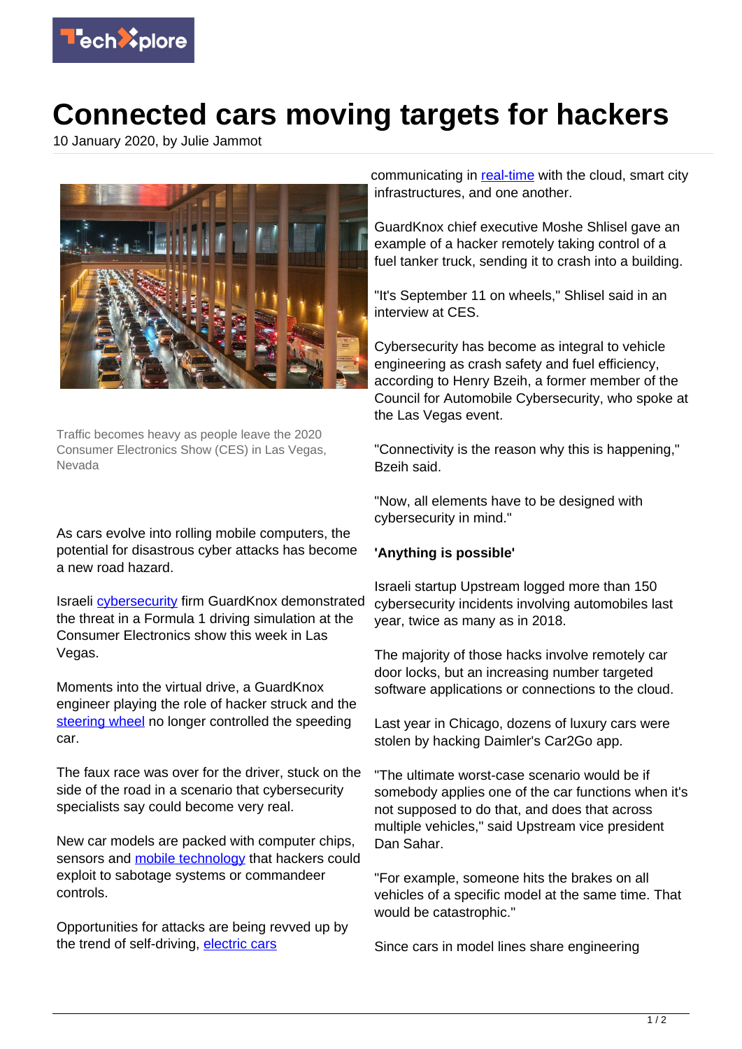# Connected cars moving targets for hackers

10 January 2020, by Julie Jammot

Traffic becomes heavy as people leave the 2020 Consumer Electronics Show (CES) in Las Vegas, Nevada

As cars evolve into rolling mobile computers, the potential for disastrous cyber attacks has become a new road hazard.

Israeli cybersecurity firm GuardKnox demonstrated the threat in a Formula 1 driving simulation at the Consumer Electronics show this week in Las Vegas.

Moments into the virtual drive, a GuardKnox engineer playing the role of hacker struck and the steering wheel no longer controlled the speeding car.

The faux race was over for the driver, stuck on the side of the road in a scenario that cybersecurity specialists say could become very real.

New car models are packed with computer chips, sensors and mobile technology that hackers could exploit to sabotage systems or commandeer controls.

Opportunities for attacks are being revved up by the trend of self-driving, electric cars communicating in real-time with the cloud, smart city infrastructures, and one another.

GuardKnox chief executive Moshe Shlisel gave an example of a hacker remotely taking control of a fuel tanker truck, sending it to crash into a building.

"It's September 11 on wheels," Shlisel said in an interview at CES.

Cybersecurity has become as integral to vehicle engineering as crash safety and fuel efficiency, according to Henry Bzeih, a former member of the Council for Automobile Cybersecurity, who spoke at the Las Vegas event.

"Connectivity is the reason why this is happening," Bzeih said.

"Now, all elements have to be designed with cybersecurity in mind."

**'Anything is possible'**

Israeli startup Upstream logged more than 150 cybersecurity incidents involving automobiles last year, twice as many as in 2018.

The majority of those hacks involve remotely car door locks, but an increasing number targeted software applications or connections to the cloud.

Last year in Chicago, dozens of luxury cars were stolen by hacking Daimler's Car2Go app.

"The ultimate worst-case scenario would be if somebody applies one of the car functions when it's not supposed to do that, and does that across multiple vehicles," said Upstream vice president Dan Sahar.

"For example, someone hits the brakes on all vehicles of a specific model at the same time. That would be catastrophic."

Since cars in model lines share engineering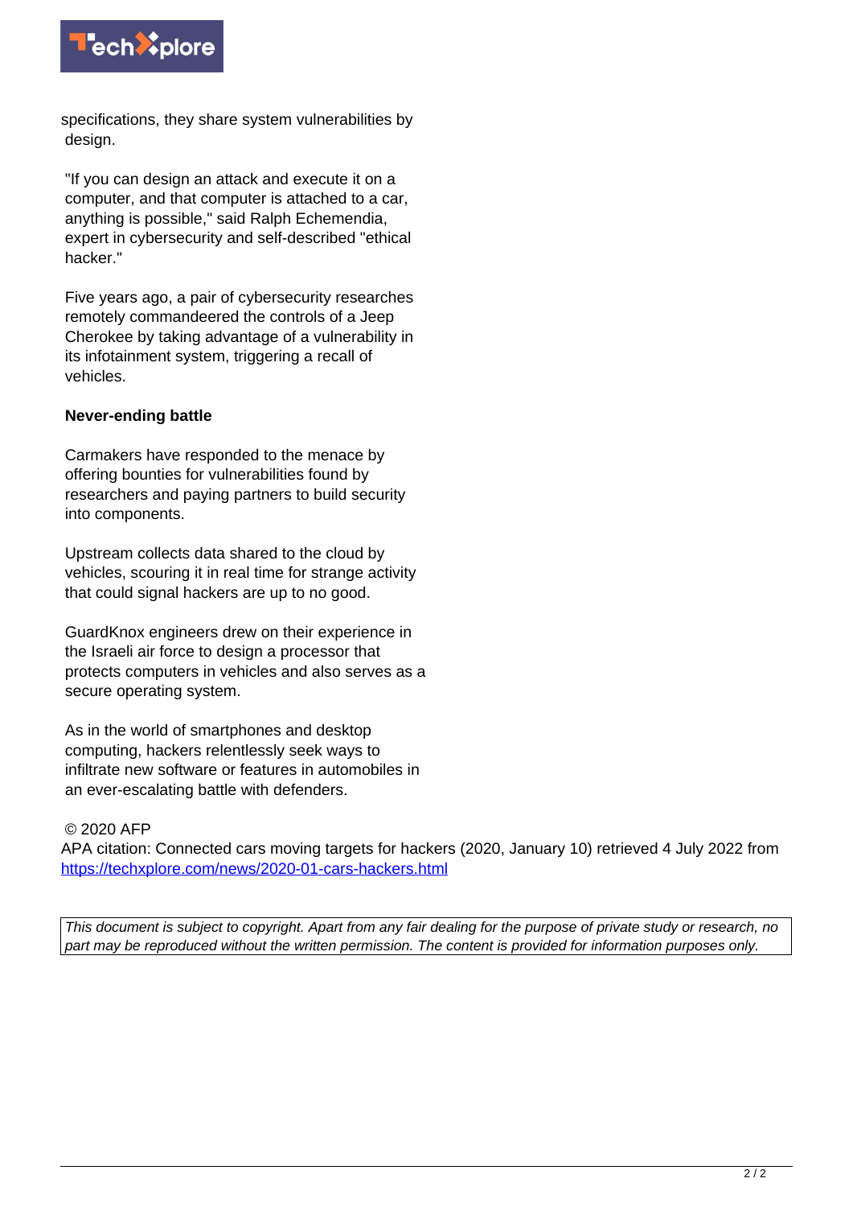specifications, they share system vulnerabilities by design.

"If you can design an attack and execute it on a computer, and that computer is attached to a car, anything is possible," said Ralph Echemendia, expert in cybersecurity and self-described "ethical hacker."

Five years ago, a pair of cybersecurity researches remotely commandeered the controls of a Jeep Cherokee by taking advantage of a vulnerability in its infotainment system, triggering a recall of vehicles.

**Never-ending battle**

Carmakers have responded to the menace by offering bounties for vulnerabilities found by researchers and paying partners to build security into components.

Upstream collects data shared to the cloud by vehicles, scouring it in real time for strange activity that could signal hackers are up to no good.

GuardKnox engineers drew on their experience in the Israeli air force to design a processor that protects computers in vehicles and also serves as a secure operating system.

As in the world of smartphones and desktop computing, hackers relentlessly seek ways to infiltrate new software or features in automobiles in an ever-escalating battle with defenders.

© 2020 AFP

APA citation: Connected cars moving targets for hackers (2020, January 10) retrieved 4 July 2022 from https://techxplore.com/news/2020-01-cars-hackers.html

*This document is subject to copyright. Apart from any fair dealing for the purpose of private study or research, no part may be reproduced without the written permission. The content is provided for information purposes only.*